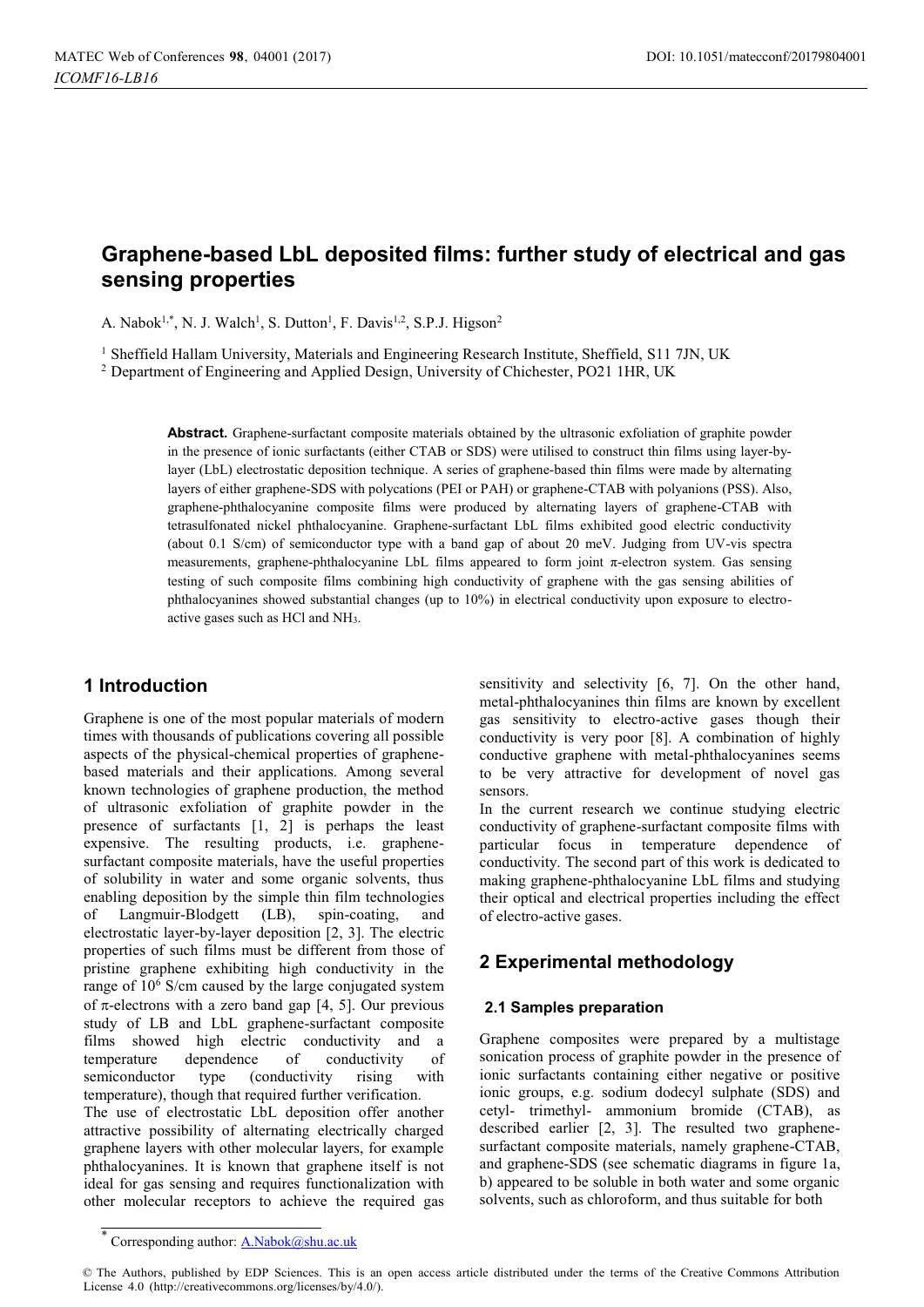# Graphene-based LbL deposited films: further study of electrical and gas sensing properties

A. Nabok[1,*], N. J. Walch[1], S. Dutton[1], F. Davis[1,2], S.P.J. Higson[2]

[1] Sheffield Hallam University, Materials and Engineering Research Institute, Sheffield, S11 7JN, UK

[2] Department of Engineering and Applied Design, University of Chichester, PO21 1HR, UK

**Abstract.** Graphene-surfactant composite materials obtained by the ultrasonic exfoliation of graphite powder in the presence of ionic surfactants (either CTAB or SDS) were utilised to construct thin films using layer-by-layer (LbL) electrostatic deposition technique. A series of graphene-based thin films were made by alternating layers of either graphene-SDS with polycations (PEI or PAH) or graphene-CTAB with polyanions (PSS). Also, graphene-phthalocyanine composite films were produced by alternating layers of graphene-CTAB with tetrasulfonated nickel phthalocyanine. Graphene-surfactant LbL films exhibited good electric conductivity (about 0.1 S/cm) of semiconductor type with a band gap of about 20 meV. Judging from UV-vis spectra measurements, graphene-phthalocyanine LbL films appeared to form joint π-electron system. Gas sensing testing of such composite films combining high conductivity of graphene with the gas sensing abilities of phthalocyanines showed substantial changes (up to 10%) in electrical conductivity upon exposure to electro-active gases such as HCl and $NH_3$.

## 1 Introduction

Graphene is one of the most popular materials of modern times with thousands of publications covering all possible aspects of the physical-chemical properties of graphene-based materials and their applications. Among several known technologies of graphene production, the method of ultrasonic exfoliation of graphite powder in the presence of surfactants [1, 2] is perhaps the least expensive. The resulting products, i.e. graphene-surfactant composite materials, have the useful properties of solubility in water and some organic solvents, thus enabling deposition by the simple thin film technologies of Langmuir-Blodgett (LB), spin-coating, and electrostatic layer-by-layer deposition [2, 3]. The electric properties of such films must be different from those of pristine graphene exhibiting high conductivity in the range of $10^6$ S/cm caused by the large conjugated system of π-electrons with a zero band gap [4, 5]. Our previous study of LB and LbL graphene-surfactant composite films showed high electric conductivity and a temperature dependence of conductivity of semiconductor type (conductivity rising with temperature), though that required further verification.

The use of electrostatic LbL deposition offer another attractive possibility of alternating electrically charged graphene layers with other molecular layers, for example phthalocyanines. It is known that graphene itself is not ideal for gas sensing and requires functionalization with other molecular receptors to achieve the required gas sensitivity and selectivity [6, 7]. On the other hand, metal-phthalocyanines thin films are known by excellent gas sensitivity to electro-active gases though their conductivity is very poor [8]. A combination of highly conductive graphene with metal-phthalocyanines seems to be very attractive for development of novel gas sensors.

In the current research we continue studying electric conductivity of graphene-surfactant composite films with particular focus in temperature dependence of conductivity. The second part of this work is dedicated to making graphene-phthalocyanine LbL films and studying their optical and electrical properties including the effect of electro-active gases.

## 2 Experimental methodology

### 2.1 Samples preparation

Graphene composites were prepared by a multistage sonication process of graphite powder in the presence of ionic surfactants containing either negative or positive ionic groups, e.g. sodium dodecyl sulphate (SDS) and cetyl- trimethyl- ammonium bromide (CTAB), as described earlier [2, 3]. The resulted two graphene-surfactant composite materials, namely graphene-CTAB, and graphene-SDS (see schematic diagrams in figure 1a, b) appeared to be soluble in both water and some organic solvents, such as chloroform, and thus suitable for both

[*] Corresponding author: A.Nabok@shu.ac.uk

© The Authors, published by EDP Sciences. This is an open access article distributed under the terms of the Creative Commons Attribution License 4.0 (http://creativecommons.org/licenses/by/4.0/).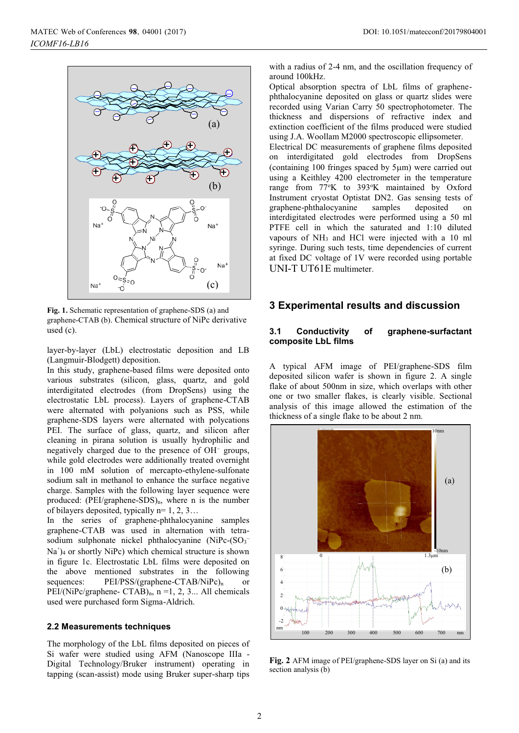**Fig. 1.** Schematic representation of graphene-SDS (a) and graphene-CTAB (b). Chemical structure of NiPc derivative used (c).

layer-by-layer (LbL) electrostatic deposition and LB (Langmuir-Blodgett) deposition.

In this study, graphene-based films were deposited onto various substrates (silicon, glass, quartz, and gold interdigitated electrodes (from DropSens) using the electrostatic LbL process). Layers of graphene-CTAB were alternated with polyanions such as PSS, while graphene-SDS layers were alternated with polycations PEI. The surface of glass, quartz, and silicon after cleaning in pirana solution is usually hydrophilic and negatively charged due to the presence of $OH^-$ groups, while gold electrodes were additionally treated overnight in 100 mM solution of mercapto-ethylene-sulfonate sodium salt in methanol to enhance the surface negative charge. Samples with the following layer sequence were produced: $(PEI/graphene\text{-}SDS)_n$, where n is the number of bilayers deposited, typically n= 1, 2, 3…

In the series of graphene-phthalocyanine samples graphene-CTAB was used in alternation with tetra-sodium sulphonate nickel phthalocyanine ($NiPc\text{-}(SO_3^- Na^+)_4$ or shortly NiPc) which chemical structure is shown in figure 1c. Electrostatic LbL films were deposited on the above mentioned substrates in the following sequences: $PEI/PSS/(graphene\text{-}CTAB/NiPc)_n$ or $PEI/(NiPc/graphene\text{-}CTAB)_n$, n =1, 2, 3... All chemicals used were purchased form Sigma-Aldrich.

### 2.2 Measurements techniques

The morphology of the LbL films deposited on pieces of Si wafer were studied using AFM (Nanoscope IIIa - Digital Technology/Bruker instrument) operating in tapping (scan-assist) mode using Bruker super-sharp tips with a radius of 2-4 nm, and the oscillation frequency of around 100kHz.

Optical absorption spectra of LbL films of graphene-phthalocyanine deposited on glass or quartz slides were recorded using Varian Carry 50 spectrophotometer. The thickness and dispersions of refractive index and extinction coefficient of the films produced were studied using J.A. Woollam M2000 spectroscopic ellipsometer.

Electrical DC measurements of graphene films deposited on interdigitated gold electrodes from DropSens (containing 100 fringes spaced by 5μm) were carried out using a Keithley 4200 electrometer in the temperature range from 77°K to 393°K maintained by Oxford Instrument cryostat Optistat DN2. Gas sensing tests of graphene-phthalocyanine samples deposited on interdigitated electrodes were performed using a 50 ml PTFE cell in which the saturated and 1:10 diluted vapours of $NH_3$ and HCl were injected with a 10 ml syringe. During such tests, time dependencies of current at fixed DC voltage of 1V were recorded using portable UNI-T UT61E multimeter.

## 3 Experimental results and discussion

### 3.1 Conductivity of graphene-surfactant composite LbL films

A typical AFM image of PEI/graphene-SDS film deposited silicon wafer is shown in figure 2. A single flake of about 500nm in size, which overlaps with other one or two smaller flakes, is clearly visible. Sectional analysis of this image allowed the estimation of the thickness of a single flake to be about 2 nm.

**Fig. 2** AFM image of PEI/graphene-SDS layer on Si (a) and its section analysis (b)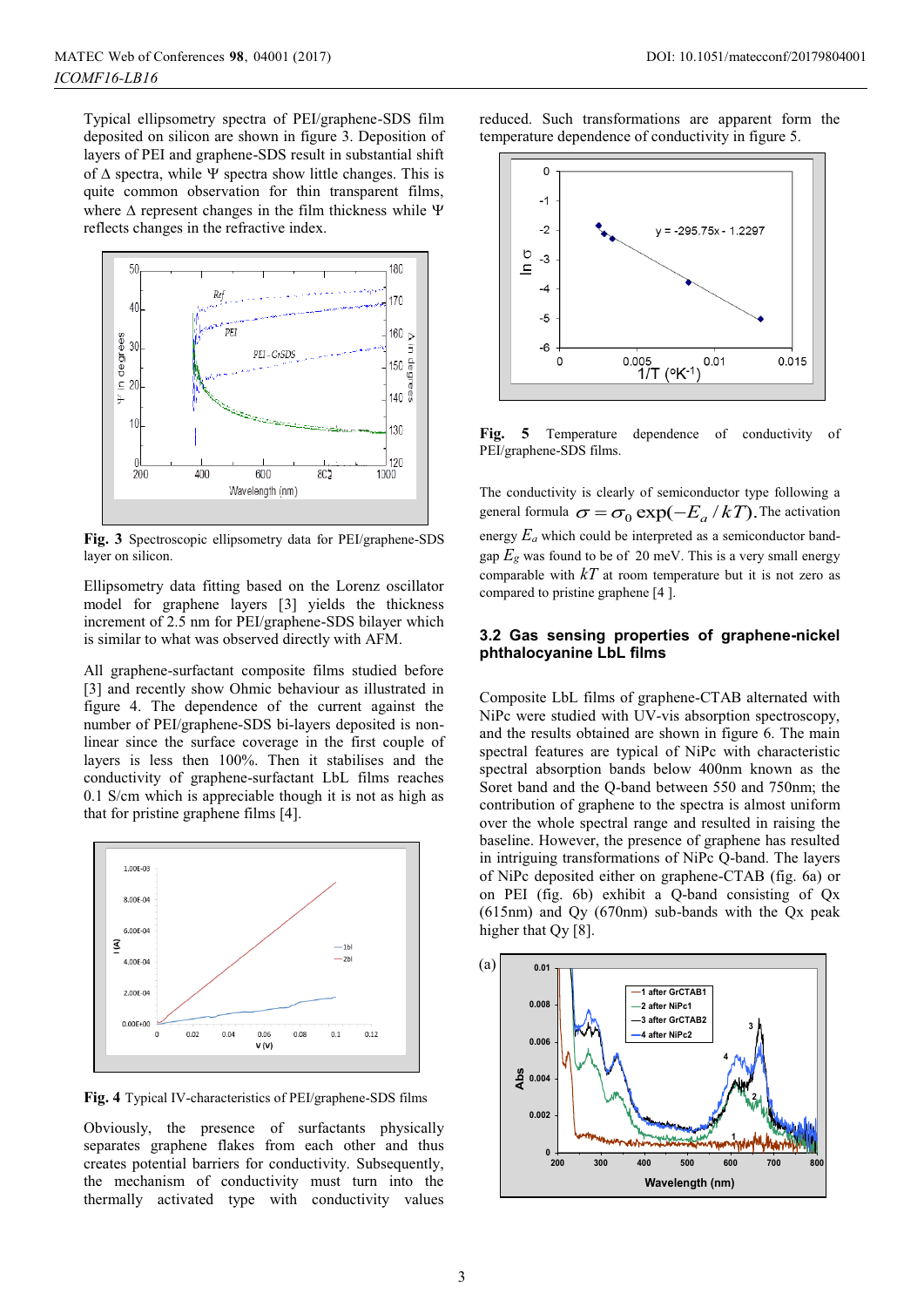Typical ellipsometry spectra of PEI/graphene-SDS film deposited on silicon are shown in figure 3. Deposition of layers of PEI and graphene-SDS result in substantial shift of Δ spectra, while Ψ spectra show little changes. This is quite common observation for thin transparent films, where Δ represent changes in the film thickness while Ψ reflects changes in the refractive index.

**Fig. 3** Spectroscopic ellipsometry data for PEI/graphene-SDS layer on silicon.

Ellipsometry data fitting based on the Lorenz oscillator model for graphene layers [3] yields the thickness increment of 2.5 nm for PEI/graphene-SDS bilayer which is similar to what was observed directly with AFM.

All graphene-surfactant composite films studied before [3] and recently show Ohmic behaviour as illustrated in figure 4. The dependence of the current against the number of PEI/graphene-SDS bi-layers deposited is non-linear since the surface coverage in the first couple of layers is less then 100%. Then it stabilises and the conductivity of graphene-surfactant LbL films reaches 0.1 S/cm which is appreciable though it is not as high as that for pristine graphene films [4].

**Fig. 4** Typical IV-characteristics of PEI/graphene-SDS films

Obviously, the presence of surfactants physically separates graphene flakes from each other and thus creates potential barriers for conductivity. Subsequently, the mechanism of conductivity must turn into the thermally activated type with conductivity values reduced. Such transformations are apparent form the temperature dependence of conductivity in figure 5.

**Fig. 5** Temperature dependence of conductivity of PEI/graphene-SDS films.

The conductivity is clearly of semiconductor type following a general formula $\sigma = \sigma_0 \exp(-E_a / kT)$. The activation energy $E_a$ which could be interpreted as a semiconductor band-gap $E_g$ was found to be of 20 meV. This is a very small energy comparable with $kT$ at room temperature but it is not zero as compared to pristine graphene [4 ].

### 3.2 Gas sensing properties of graphene-nickel phthalocyanine LbL films

Composite LbL films of graphene-CTAB alternated with NiPc were studied with UV-vis absorption spectroscopy, and the results obtained are shown in figure 6. The main spectral features are typical of NiPc with characteristic spectral absorption bands below 400nm known as the Soret band and the Q-band between 550 and 750nm; the contribution of graphene to the spectra is almost uniform over the whole spectral range and resulted in raising the baseline. However, the presence of graphene has resulted in intriguing transformations of NiPc Q-band. The layers of NiPc deposited either on graphene-CTAB (fig. 6a) or on PEI (fig. 6b) exhibit a Q-band consisting of Qx (615nm) and Qy (670nm) sub-bands with the Qx peak higher that Qy [8].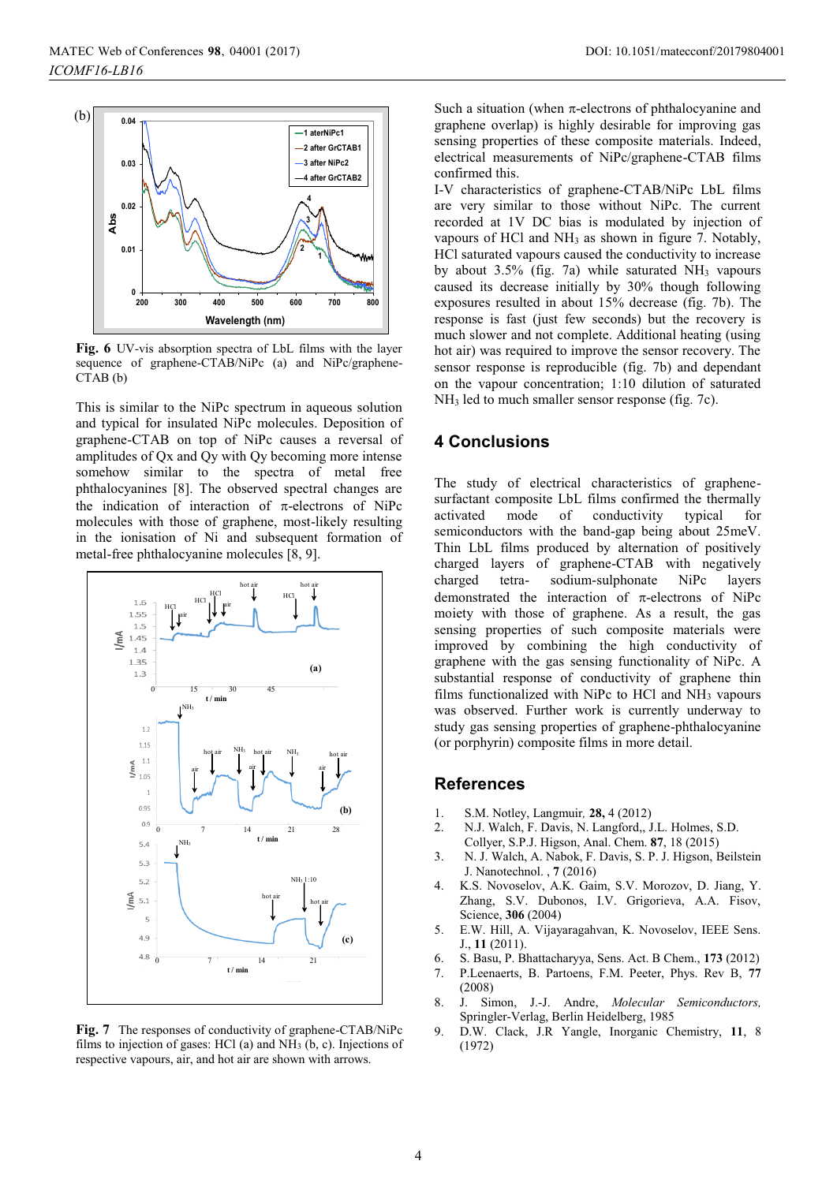(b)

0.04
0.03
0.02
0.01
0
Abs
200 300 400 500 600 700 800
Wavelength (nm)
1 aterNiPc1
2 after GrCTAB1
3 after NiPc2
4 after GrCTAB2

**Fig. 6** UV-vis absorption spectra of LbL films with the layer sequence of graphene-CTAB/NiPc (a) and NiPc/graphene-CTAB (b)

This is similar to the NiPc spectrum in aqueous solution and typical for insulated NiPc molecules. Deposition of graphene-CTAB on top of NiPc causes a reversal of amplitudes of Qx and Qy with Qy becoming more intense somehow similar to the spectra of metal free phthalocyanines [8]. The observed spectral changes are the indication of interaction of π-electrons of NiPc molecules with those of graphene, most-likely resulting in the ionisation of Ni and subsequent formation of metal-free phthalocyanine molecules [8, 9].

(a)
I/mA
t / min
HCl air hot air

(b)
I/mA
t / min
$NH_3$ air hot air

(c)
I/mA
t / min
$NH_3$ hot air $NH_3$ 1:10

**Fig. 7** The responses of conductivity of graphene-CTAB/NiPc films to injection of gases: HCl (a) and $NH_3$ (b, c). Injections of respective vapours, air, and hot air are shown with arrows.

Such a situation (when π-electrons of phthalocyanine and graphene overlap) is highly desirable for improving gas sensing properties of these composite materials. Indeed, electrical measurements of NiPc/graphene-CTAB films confirmed this.

I-V characteristics of graphene-CTAB/NiPc LbL films are very similar to those without NiPc. The current recorded at 1V DC bias is modulated by injection of vapours of HCl and $NH_3$ as shown in figure 7. Notably, HCl saturated vapours caused the conductivity to increase by about 3.5% (fig. 7a) while saturated $NH_3$ vapours caused its decrease initially by 30% though following exposures resulted in about 15% decrease (fig. 7b). The response is fast (just few seconds) but the recovery is much slower and not complete. Additional heating (using hot air) was required to improve the sensor recovery. The sensor response is reproducible (fig. 7b) and dependant on the vapour concentration; 1:10 dilution of saturated $NH_3$ led to much smaller sensor response (fig. 7c).

## 4 Conclusions

The study of electrical characteristics of graphene-surfactant composite LbL films confirmed the thermally activated mode of conductivity typical for semiconductors with the band-gap being about 25meV. Thin LbL films produced by alternation of positively charged layers of graphene-CTAB with negatively charged tetra- sodium-sulphonate NiPc layers demonstrated the interaction of π-electrons of NiPc moiety with those of graphene. As a result, the gas sensing properties of such composite materials were improved by combining the high conductivity of graphene with the gas sensing functionality of NiPc. A substantial response of conductivity of graphene thin films functionalized with NiPc to HCl and $NH_3$ vapours was observed. Further work is currently underway to study gas sensing properties of graphene-phthalocyanine (or porphyrin) composite films in more detail.

## References

1. S.M. Notley, Langmuir, **28,** 4 (2012)
2. N.J. Walch, F. Davis, N. Langford,, J.L. Holmes, S.D. Collyer, S.P.J. Higson, Anal. Chem. **87**, 18 (2015)
3. N. J. Walch, A. Nabok, F. Davis, S. P. J. Higson, Beilstein J. Nanotechnol. , **7** (2016)
4. K.S. Novoselov, A.K. Gaim, S.V. Morozov, D. Jiang, Y. Zhang, S.V. Dubonos, I.V. Grigorieva, A.A. Fisov, Science, **306** (2004)
5. E.W. Hill, A. Vijayaragahvan, K. Novoselov, IEEE Sens. J., **11** (2011).
6. S. Basu, P. Bhattacharyya, Sens. Act. B Chem., **173** (2012)
7. P.Leenaerts, B. Partoens, F.M. Peeter, Phys. Rev B, **77** (2008)
8. J. Simon, J.-J. Andre, *Molecular Semiconductors,* Springler-Verlag, Berlin Heidelberg, 1985
9. D.W. Clack, J.R Yangle, Inorganic Chemistry, **11**, 8 (1972)